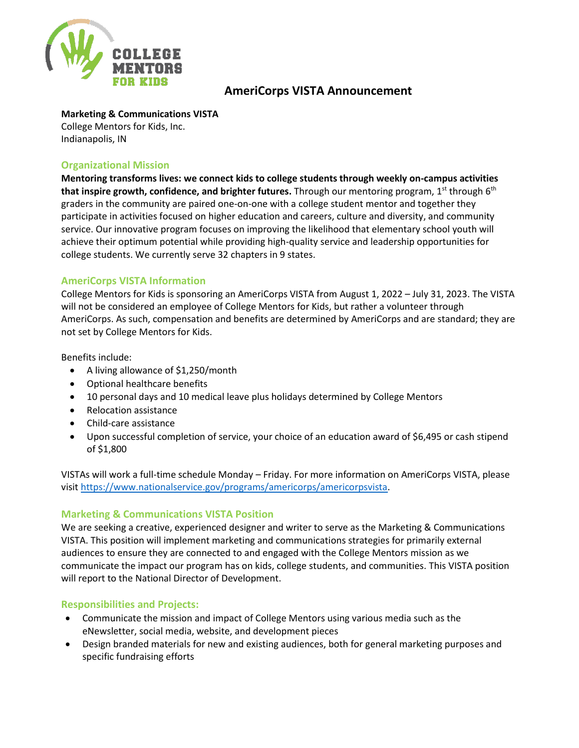# AmeriCorps VISTA Announcement

**Marketing & Communications VISTA**
College Mentors for Kids, Inc.
Indianapolis, IN

## Organizational Mission

**Mentoring transforms lives: we connect kids to college students through weekly on-campus activities that inspire growth, confidence, and brighter futures.** Through our mentoring program, 1st through 6th graders in the community are paired one-on-one with a college student mentor and together they participate in activities focused on higher education and careers, culture and diversity, and community service. Our innovative program focuses on improving the likelihood that elementary school youth will achieve their optimum potential while providing high-quality service and leadership opportunities for college students. We currently serve 32 chapters in 9 states.

## AmeriCorps VISTA Information

College Mentors for Kids is sponsoring an AmeriCorps VISTA from August 1, 2022 – July 31, 2023. The VISTA will not be considered an employee of College Mentors for Kids, but rather a volunteer through AmeriCorps. As such, compensation and benefits are determined by AmeriCorps and are standard; they are not set by College Mentors for Kids.

Benefits include:

- A living allowance of $1,250/month
- Optional healthcare benefits
- 10 personal days and 10 medical leave plus holidays determined by College Mentors
- Relocation assistance
- Child-care assistance
- Upon successful completion of service, your choice of an education award of $6,495 or cash stipend of $1,800

VISTAs will work a full-time schedule Monday – Friday. For more information on AmeriCorps VISTA, please visit https://www.nationalservice.gov/programs/americorps/americorpsvista.

## Marketing & Communications VISTA Position

We are seeking a creative, experienced designer and writer to serve as the Marketing & Communications VISTA. This position will implement marketing and communications strategies for primarily external audiences to ensure they are connected to and engaged with the College Mentors mission as we communicate the impact our program has on kids, college students, and communities. This VISTA position will report to the National Director of Development.

## Responsibilities and Projects:

- Communicate the mission and impact of College Mentors using various media such as the eNewsletter, social media, website, and development pieces
- Design branded materials for new and existing audiences, both for general marketing purposes and specific fundraising efforts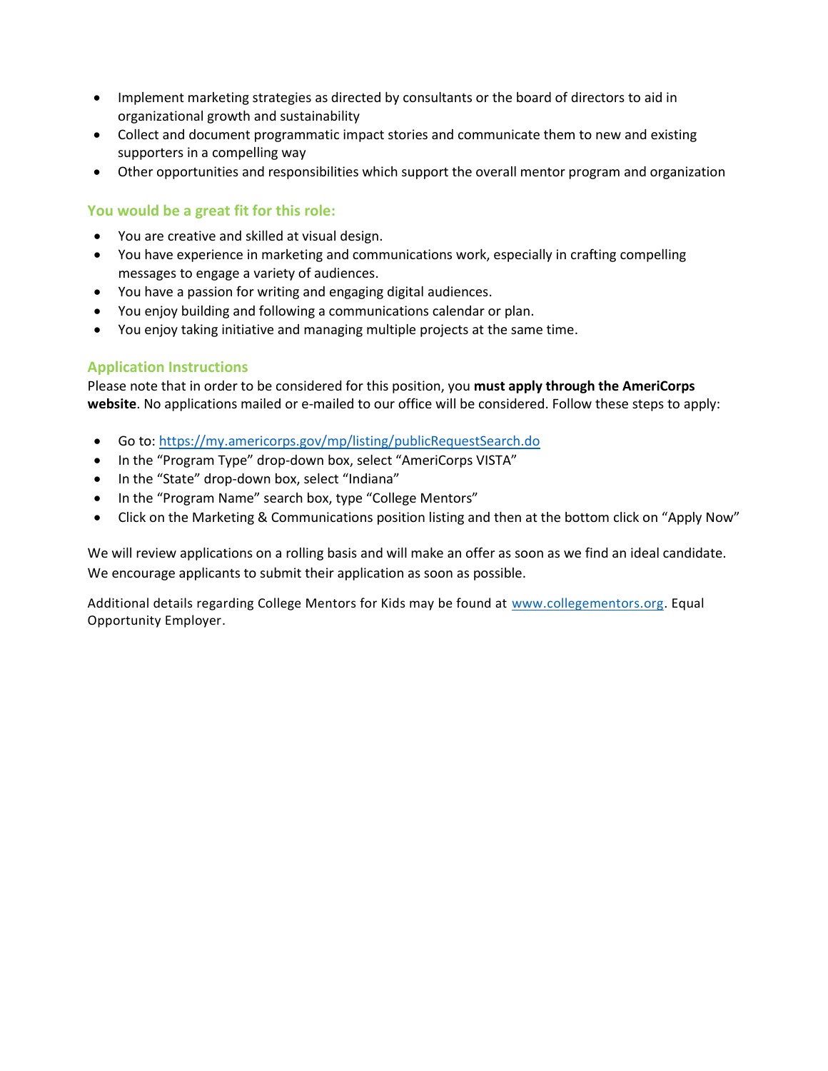- Implement marketing strategies as directed by consultants or the board of directors to aid in organizational growth and sustainability
- Collect and document programmatic impact stories and communicate them to new and existing supporters in a compelling way
- Other opportunities and responsibilities which support the overall mentor program and organization

### You would be a great fit for this role:

- You are creative and skilled at visual design.
- You have experience in marketing and communications work, especially in crafting compelling messages to engage a variety of audiences.
- You have a passion for writing and engaging digital audiences.
- You enjoy building and following a communications calendar or plan.
- You enjoy taking initiative and managing multiple projects at the same time.

### Application Instructions

Please note that in order to be considered for this position, you **must apply through the AmeriCorps website**. No applications mailed or e-mailed to our office will be considered. Follow these steps to apply:

- Go to: https://my.americorps.gov/mp/listing/publicRequestSearch.do
- In the "Program Type" drop-down box, select "AmeriCorps VISTA"
- In the "State" drop-down box, select "Indiana"
- In the "Program Name" search box, type "College Mentors"
- Click on the Marketing & Communications position listing and then at the bottom click on "Apply Now"

We will review applications on a rolling basis and will make an offer as soon as we find an ideal candidate. We encourage applicants to submit their application as soon as possible.

Additional details regarding College Mentors for Kids may be found at www.collegementors.org. Equal Opportunity Employer.